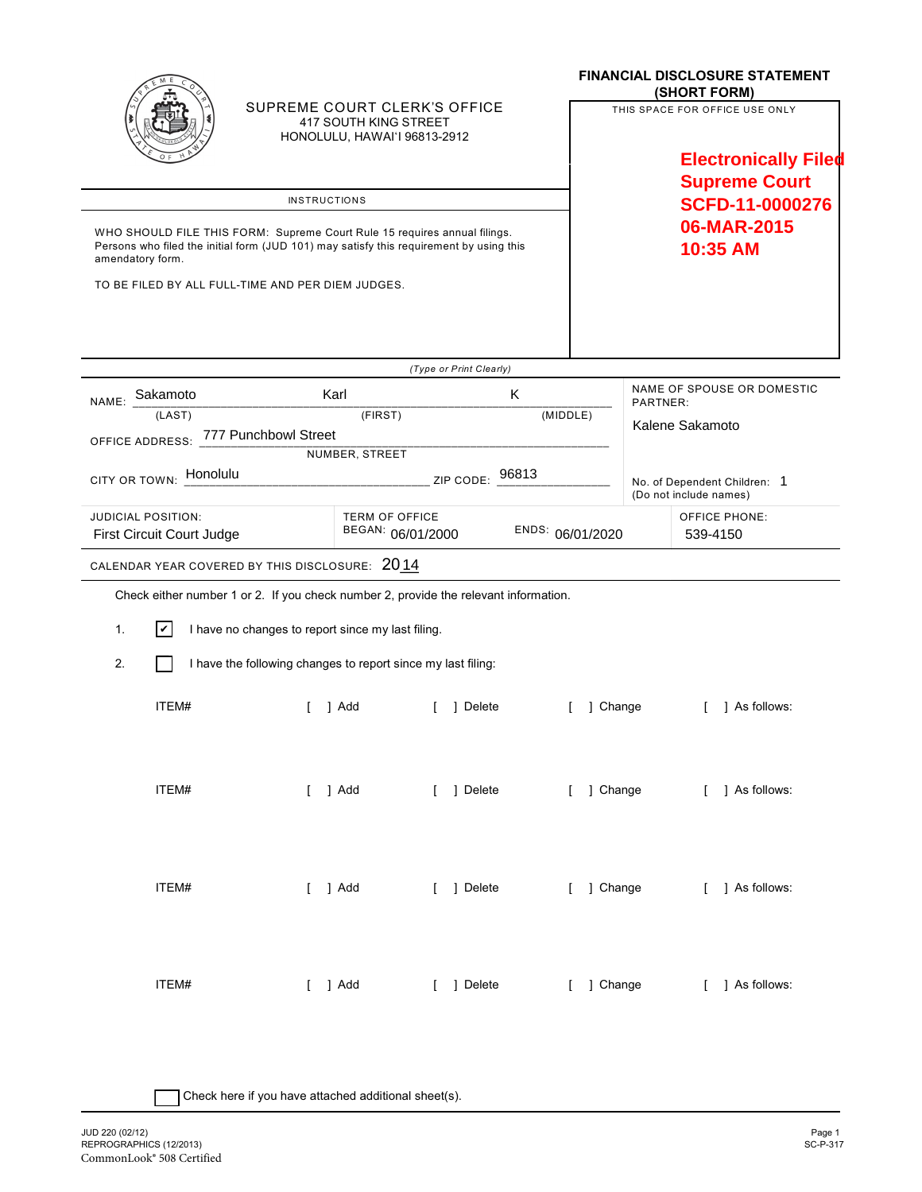SUPREME COURT CLERK'S OFFICE
417 SOUTH KING STREET
HONOLULU, HAWAI'I 96813-2912

# FINANCIAL DISCLOSURE STATEMENT (SHORT FORM)

THIS SPACE FOR OFFICE USE ONLY

**Electronically Filed**
**Supreme Court**
**SCFD-11-0000276**
**06-MAR-2015**
**10:35 AM**

## INSTRUCTIONS

WHO SHOULD FILE THIS FORM: Supreme Court Rule 15 requires annual filings. Persons who filed the initial form (JUD 101) may satisfy this requirement by using this amendatory form.

TO BE FILED BY ALL FULL-TIME AND PER DIEM JUDGES.

*(Type or Print Clearly)*

NAME: Sakamoto (LAST) Karl (FIRST) K (MIDDLE)

OFFICE ADDRESS: 777 Punchbowl Street (NUMBER, STREET)

CITY OR TOWN: Honolulu ZIP CODE: 96813

NAME OF SPOUSE OR DOMESTIC PARTNER: Kalene Sakamoto

No. of Dependent Children: 1 (Do not include names)

JUDICIAL POSITION: First Circuit Court Judge

TERM OF OFFICE BEGAN: 06/01/2000 ENDS: 06/01/2020

OFFICE PHONE: 539-4150

CALENDAR YEAR COVERED BY THIS DISCLOSURE: 2014

Check either number 1 or 2. If you check number 2, provide the relevant information.

1. [✔] I have no changes to report since my last filing.

2. [ ] I have the following changes to report since my last filing:

ITEM# [ ] Add [ ] Delete [ ] Change [ ] As follows:

ITEM# [ ] Add [ ] Delete [ ] Change [ ] As follows:

ITEM# [ ] Add [ ] Delete [ ] Change [ ] As follows:

ITEM# [ ] Add [ ] Delete [ ] Change [ ] As follows:

[ ] Check here if you have attached additional sheet(s).

JUD 220 (02/12)
REPROGRAPHICS (12/2013)
CommonLook® 508 Certified

SC-P-317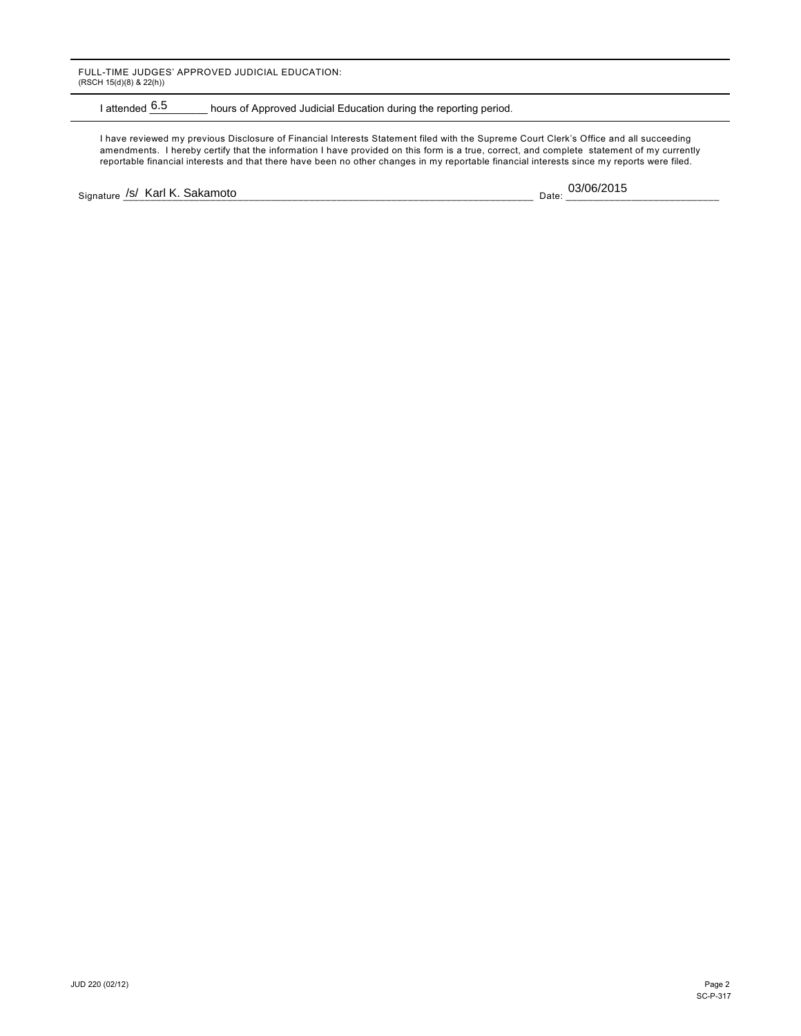FULL-TIME JUDGES' APPROVED JUDICIAL EDUCATION:
(RSCH 15(d)(8) & 22(h))

I attended 6.5 hours of Approved Judicial Education during the reporting period.

I have reviewed my previous Disclosure of Financial Interests Statement filed with the Supreme Court Clerk's Office and all succeeding amendments. I hereby certify that the information I have provided on this form is a true, correct, and complete statement of my currently reportable financial interests and that there have been no other changes in my reportable financial interests since my reports were filed.

Signature /s/ Karl K. Sakamoto Date: 03/06/2015

JUD 220 (02/12)

SC-P-317